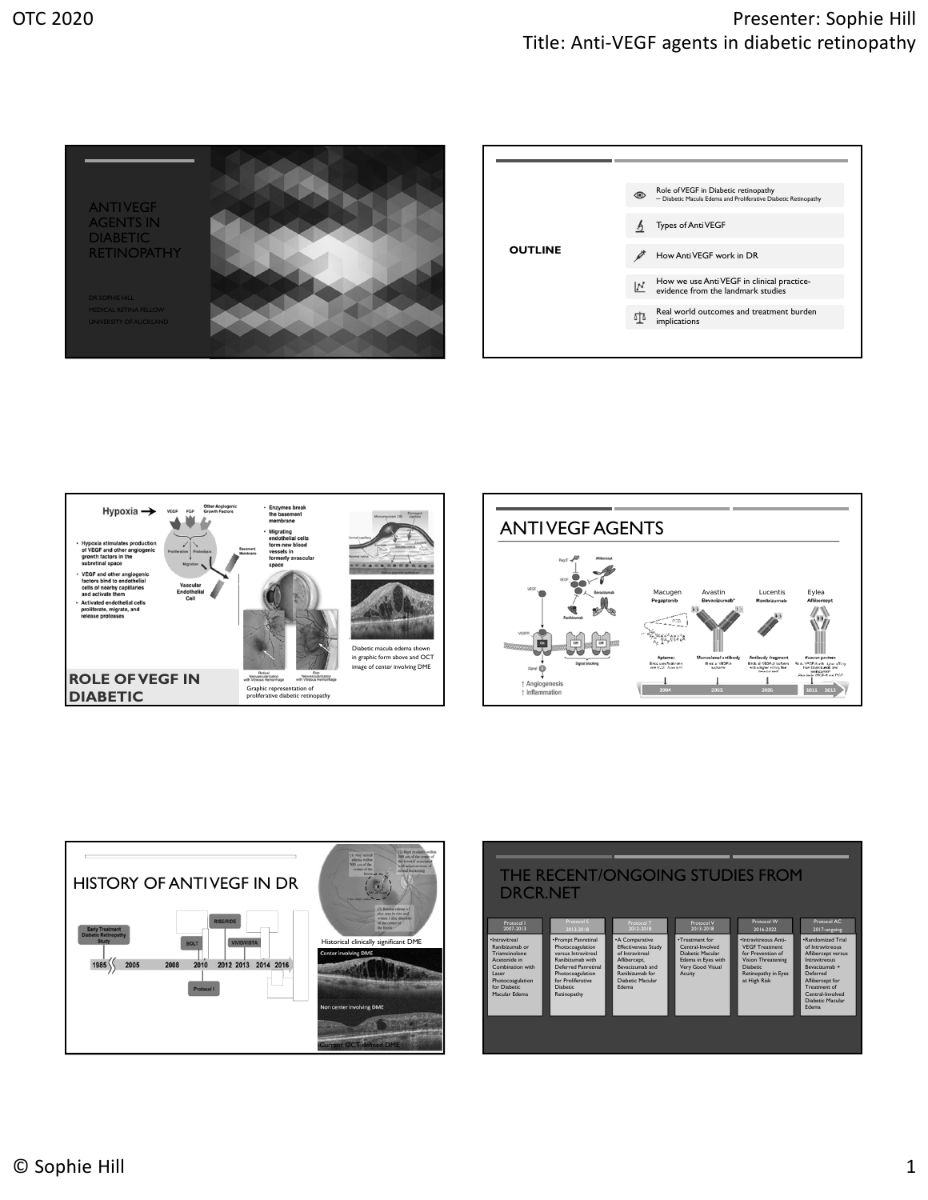# ANTI VEGF AGENTS IN DIABETIC RETINOPATHY

DR SOPHIE HILL
MEDICAL RETINA FELLOW
UNIVERSITY OF AUCKLAND

---

## OUTLINE

- Role of VEGF in Diabetic retinopathy
  – Diabetic Macula Edema and Proliferative Diabetic Retinopathy
- Types of Anti VEGF
- How Anti VEGF work in DR
- How we use Anti VEGF in clinical practice- evidence from the landmark studies
- Real world outcomes and treatment burden implications

---

## ROLE OF VEGF IN DIABETIC

Hypoxia →

- Hypoxia stimulates production of VEGF and other angiogenic growth factors in the subretinal space
- VEGF and other angiogenic factors bind to endothelial cells of nearby capillaries and activate them
- Activated endothelial cells proliferate, migrate, and release proteases

- Enzymes break the basement membrane
- Migrating endothelial cells form new blood vessels in formerly avascular space

Graphic representation of proliferative diabetic retinopathy

Diabetic macula edema shown in graphic form above and OCT image of center involving DME

---

## ANTI VEGF AGENTS

| Macugen | Avastin | Lucentis | Eylea |
|---|---|---|---|
| Pegaptanib | Bevacizumab* | Ranibizumab | Aflibercept |
| Aptamer | Monoclonal antibody | Antibody fragment | Fusion protein |
| 2004 | 2005 | 2006 | 2011 2013 |

↑ Angiogenesis
↑ Inflammation

---

## HISTORY OF ANTI VEGF IN DR

Early Treatment Diabetic Retinopathy Study — 1985; BOLT — 2008; Protocol I — 2010; RISE/RIDE — 2012; VIVID/VISTA — 2013; 2014; 2016

Historical clinically significant DME

Center involving DME

Non center involving DME

Current OCT defined DME

---

## THE RECENT/ONGOING STUDIES FROM DRCR.NET

| Protocol I 2007-2013 | Protocol S 2012-2018 | Protocol T 2013-2018 | Protocol V 2013-2018 | Protocol W 2016-2022 | Protocol AC 2017-ongoing |
|---|---|---|---|---|---|
| •Intravitreal Ranibizumab or Triamcinolone Acetonide in Combination with Laser Photocoagulation for Diabetic Macular Edema | •Prompt Panretinal Photocoagulation versus Intravitreal Ranibizumab with Deferred Panretinal Photocoagulation for Proliferative Diabetic Retinopathy | •A Comparative Effectiveness Study of Intravitreal Aflibercept, Bevacizumab and Ranibizumab for Diabetic Macular Edema | •Treatment for Central-Involved Diabetic Macular Edema in Eyes with Very Good Visual Acuity | •Intravitreous Anti-VEGF Treatment for Prevention of Vision Threatening Diabetic Retinopathy in Eyes at High Risk | •Randomized Trial of Intravitreous Aflibercept versus Intravitreous Bevacizumab + Deferred Aflibercept for Treatment of Central-Involved Diabetic Macular Edema |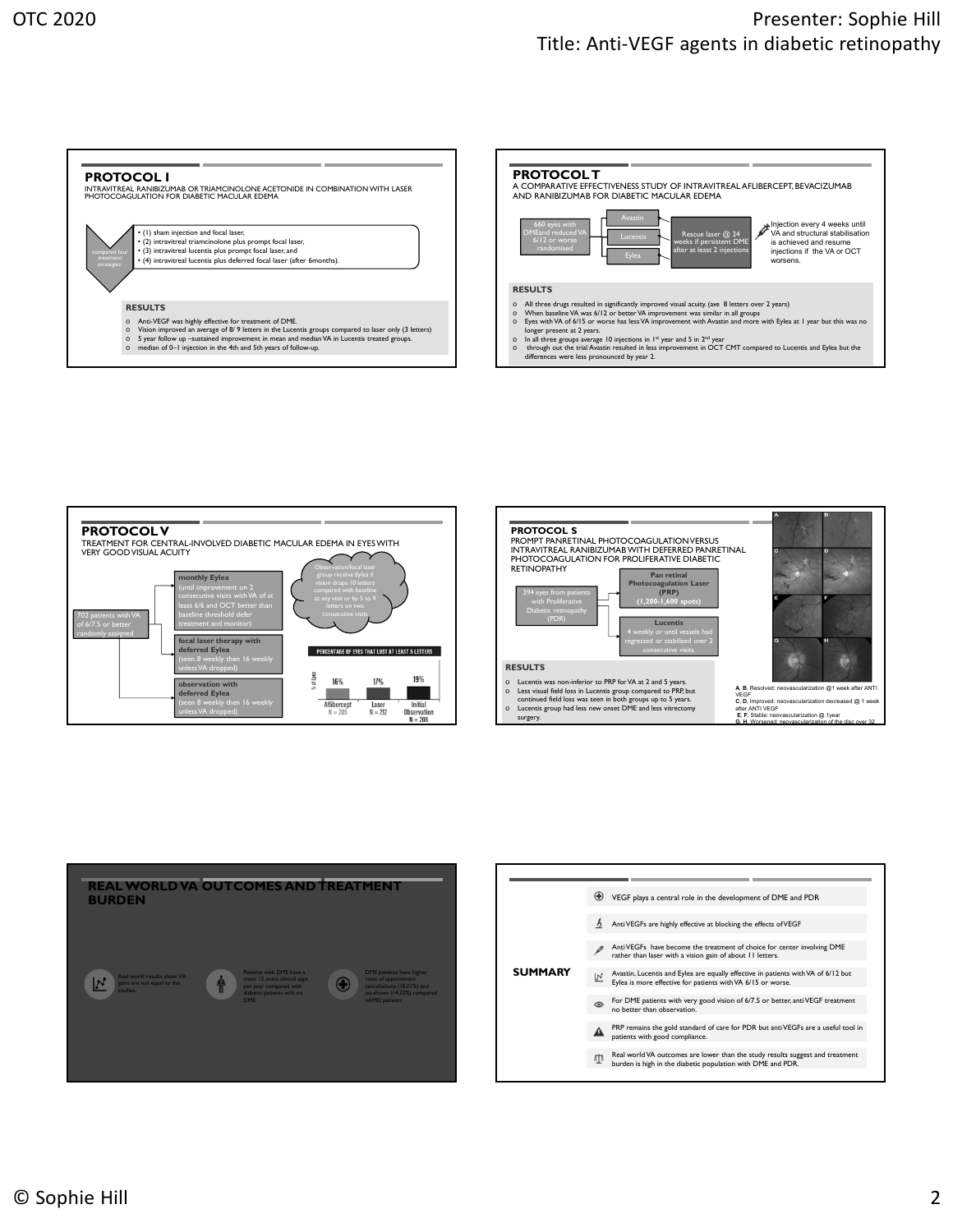## PROTOCOL I

INTRAVITREAL RANIBIZUMAB OR TRIAMCINOLONE ACETONIDE IN COMBINATION WITH LASER PHOTOCOAGULATION FOR DIABETIC MACULAR EDEMA

compared four treatment strategies:

- (1) sham injection and focal laser,
- (2) intravitreal triamcinolone plus prompt focal laser,
- (3) intravitreal lucentis plus prompt focal laser, and
- (4) intravitreal lucentis plus deferred focal laser (after 6months).

### RESULTS

- Anti-VEGF was highly effective for treatment of DME.
- Vision improved an average of 8/ 9 letters in the Lucentis groups compared to laser only (3 letters)
- 5 year follow up –sustained improvement in mean and median VA in Lucentis treated groups.
- median of 0–1 injection in the 4th and 5th years of follow-up.

## PROTOCOL T

A COMPARATIVE EFFECTIVENESS STUDY OF INTRAVITREAL AFLIBERCEPT, BEVACIZUMAB AND RANIBIZUMAB FOR DIABETIC MACULAR EDEMA

660 eyes with DMEand reduced VA 6/12 or worse randomised

Avastin

Lucentis

Eylea

Rescue laser @ 24 weeks if persistent DME after at least 2 injections

Injection every 4 weeks until VA and structural stabilisation is achieved and resume injections if the VA or OCT worsens.

### RESULTS

- All three drugs resulted in significantly improved visual acuity. (ave 8 letters over 2 years)
- When baseline VA was 6/12 or better VA improvement was similar in all groups
- Eyes with VA of 6/15 or worse has less VA improvement with Avastin and more with Eylea at 1 year but this was no longer present at 2 years.
- In all three groups average 10 injections in 1st year and 5 in 2nd year
- through out the trial Avastin resulted in less improvement in OCT CMT compared to Lucentis and Eylea but the differences were less pronounced by year 2.

## PROTOCOL V

TREATMENT FOR CENTRAL-INVOLVED DIABETIC MACULAR EDEMA IN EYES WITH VERY GOOD VISUAL ACUITY

702 patients with VA of 6/7.5 or better randomly assigned

**monthly Eylea**
(until improvement on 2 consecutive visits with VA of at least 6/6 and OCT better than baseline threshold defer treatment and monitor)

**focal laser therapy with deferred Eylea**
(seen 8 weekly then 16 weekly unless VA dropped)

**observation with deferred Eylea**
(seen 8 weekly then 16 weekly unless VA dropped)

Observation/focal laser group receive Eylea if vision drops 10 letters compared with baseline at any visit or by 5 to 9 letters on two consecutive visits

PERCENTAGE OF EYES THAT LOST AT LEAST 5 LETTERS

% of Eyes

16%

17%

19%

Aflibercept N = 205

Laser N = 212

Initial Observation N = 208

## PROTOCOL S

PROMPT PANRETINAL PHOTOCOAGULATION VERSUS INTRAVITREAL RANIBIZUMAB WITH DEFERRED PANRETINAL PHOTOCOAGULATION FOR PROLIFERATIVE DIABETIC RETINOPATHY

394 eyes from patients with Proliferative Diabetic retinopathy (PDR)

**Pan retinal Photocoagulation Laser (PRP)**
**(1,200-1,600 spots)**

**Lucentis**
4 weekly or until vessels had regressed or stabilized over 2 consecutive visits.

### RESULTS

- Lucentis was non-inferior to PRP for VA at 2 and 5 years.
- Less visual field loss in Lucentis group compared to PRP, but continued field loss was seen in both groups up to 5 years.
- Lucentis group had less new onset DME and less vitrectomy surgery.

**A**, **B**, Resolved: neovascularization @1 week after ANTI VEGF
**C**, **D**, Improved: neovascularization decreased @ 1 week after ANTI VEGF
**E**, **F**, Stable: neovascularization @ 1year
**G**, **H**, Worsened: neovascularization of the disc over 32

## REAL WORLD VA OUTCOMES AND TREATMENT BURDEN

Real world results show VA gains are not equal to the studies.

Patients with DME have a mean 12 extra clinical appt per year compared with diabetic patients with no DME.

DME patients have higher rates of appointment cancellations (10.01%) and no-shows (14.32%) compared nAMD patients.

## SUMMARY

- VEGF plays a central role in the development of DME and PDR
- Anti VEGFs are highly effective at blocking the effects of VEGF
- Anti VEGFs have become the treatment of choice for center involving DME rather than laser with a vision gain of about 11 letters.
- Avastin, Lucentis and Eylea are equally effective in patients with VA of 6/12 but Eylea is more effective for patients with VA 6/15 or worse.
- For DME patients with very good vision of 6/7.5 or better, anti VEGF treatment no better than observation.
- PRP remains the gold standard of care for PDR but anti VEGFs are a useful tool in patients with good compliance.
- Real world VA outcomes are lower than the study results suggest and treatment burden is high in the diabetic population with DME and PDR.